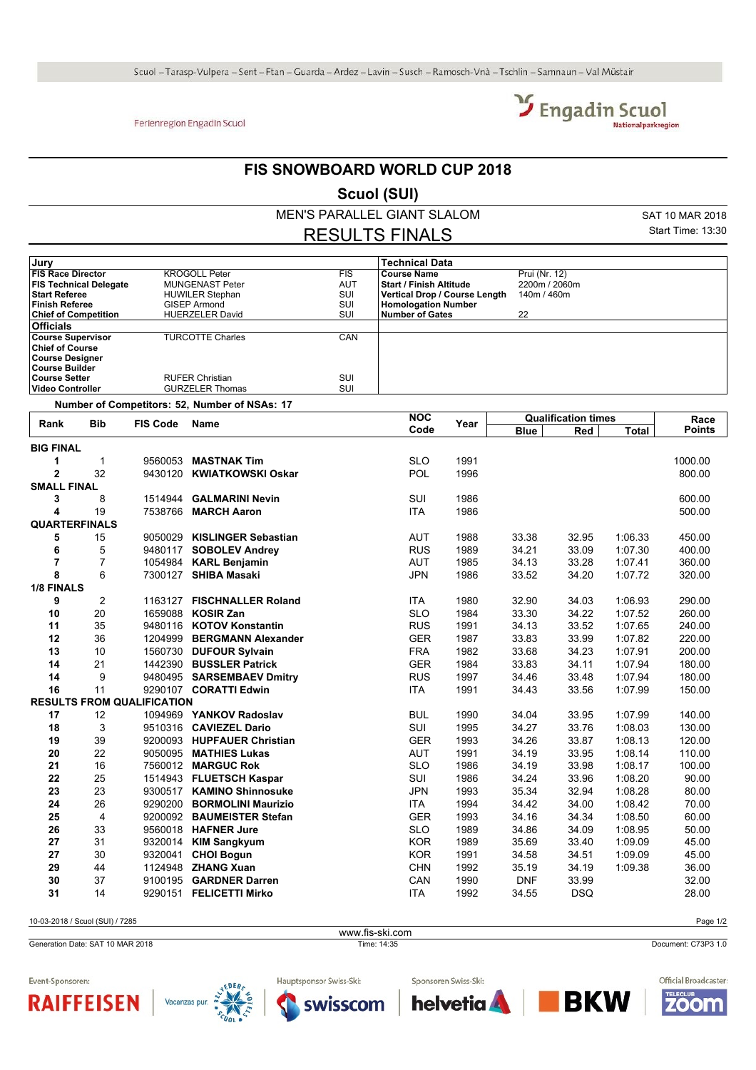Scuol – Tarasp-Vulpera – Sent – Ftan – Guarda – Ardez – Lavin – Susch – Ramosch-Vnà – Tschlin – Samnaun – Val Müstair

Ferienregion Engadin Scuol

Engadin Scuol Nationalparkregion

# FIS SNOWBOARD WORLD CUP 2018

## Scuol (SUI)

### MEN'S PARALLEL GIANT SLALOM

### RESULTS FINALS

SAT 10 MAR 2018
Start Time: 13:30

| Jury | | |
|---|---|---|
| FIS Race Director | KROGOLL Peter | FIS |
| FIS Technical Delegate | MUNGENAST Peter | AUT |
| Start Referee | HUWILER Stephan | SUI |
| Finish Referee | GISEP Armond | SUI |
| Chief of Competition | HUERZELER David | SUI |
| **Officials** | | |
| Course Supervisor | TURCOTTE Charles | CAN |
| Chief of Course | | |
| Course Designer | | |
| Course Builder | | |
| Course Setter | RUFER Christian | SUI |
| Video Controller | GURZELER Thomas | SUI |

| Technical Data | |
|---|---|
| Course Name | Prui (Nr. 12) |
| Start / Finish Altitude | 2200m / 2060m |
| Vertical Drop / Course Length | 140m / 460m |
| Homologation Number | |
| Number of Gates | 22 |

Number of Competitors: 52, Number of NSAs: 17

| Rank | Bib | FIS Code | Name | NOC Code | Year | Qualification times Blue | Red | Total | Race Points |
|---|---|---|---|---|---|---|---|---|---|
| **BIG FINAL** | | | | | | | | | |
| 1 | 1 | 9560053 | **MASTNAK Tim** | SLO | 1991 | | | | 1000.00 |
| 2 | 32 | 9430120 | **KWIATKOWSKI Oskar** | POL | 1996 | | | | 800.00 |
| **SMALL FINAL** | | | | | | | | | |
| 3 | 8 | 1514944 | **GALMARINI Nevin** | SUI | 1986 | | | | 600.00 |
| 4 | 19 | 7538766 | **MARCH Aaron** | ITA | 1986 | | | | 500.00 |
| **QUARTERFINALS** | | | | | | | | | |
| 5 | 15 | 9050029 | **KISLINGER Sebastian** | AUT | 1988 | 33.38 | 32.95 | 1:06.33 | 450.00 |
| 6 | 5 | 9480117 | **SOBOLEV Andrey** | RUS | 1989 | 34.21 | 33.09 | 1:07.30 | 400.00 |
| 7 | 7 | 1054984 | **KARL Benjamin** | AUT | 1985 | 34.13 | 33.28 | 1:07.41 | 360.00 |
| 8 | 6 | 7300127 | **SHIBA Masaki** | JPN | 1986 | 33.52 | 34.20 | 1:07.72 | 320.00 |
| **1/8 FINALS** | | | | | | | | | |
| 9 | 2 | 1163127 | **FISCHNALLER Roland** | ITA | 1980 | 32.90 | 34.03 | 1:06.93 | 290.00 |
| 10 | 20 | 1659088 | **KOSIR Zan** | SLO | 1984 | 33.30 | 34.22 | 1:07.52 | 260.00 |
| 11 | 35 | 9480116 | **KOTOV Konstantin** | RUS | 1991 | 34.13 | 33.52 | 1:07.65 | 240.00 |
| 12 | 36 | 1204999 | **BERGMANN Alexander** | GER | 1987 | 33.83 | 33.99 | 1:07.82 | 220.00 |
| 13 | 10 | 1560730 | **DUFOUR Sylvain** | FRA | 1982 | 33.68 | 34.23 | 1:07.91 | 200.00 |
| 14 | 21 | 1442390 | **BUSSLER Patrick** | GER | 1984 | 33.83 | 34.11 | 1:07.94 | 180.00 |
| 14 | 9 | 9480495 | **SARSEMBAEV Dmitry** | RUS | 1997 | 34.46 | 33.48 | 1:07.94 | 180.00 |
| 16 | 11 | 9290107 | **CORATTI Edwin** | ITA | 1991 | 34.43 | 33.56 | 1:07.99 | 150.00 |
| **RESULTS FROM QUALIFICATION** | | | | | | | | | |
| 17 | 12 | 1094969 | **YANKOV Radoslav** | BUL | 1990 | 34.04 | 33.95 | 1:07.99 | 140.00 |
| 18 | 3 | 9510316 | **CAVIEZEL Dario** | SUI | 1995 | 34.27 | 33.76 | 1:08.03 | 130.00 |
| 19 | 39 | 9200093 | **HUPFAUER Christian** | GER | 1993 | 34.26 | 33.87 | 1:08.13 | 120.00 |
| 20 | 22 | 9050095 | **MATHIES Lukas** | AUT | 1991 | 34.19 | 33.95 | 1:08.14 | 110.00 |
| 21 | 16 | 7560012 | **MARGUC Rok** | SLO | 1986 | 34.19 | 33.98 | 1:08.17 | 100.00 |
| 22 | 25 | 1514943 | **FLUETSCH Kaspar** | SUI | 1986 | 34.24 | 33.96 | 1:08.20 | 90.00 |
| 23 | 23 | 9300517 | **KAMINO Shinnosuke** | JPN | 1993 | 35.34 | 32.94 | 1:08.28 | 80.00 |
| 24 | 26 | 9290200 | **BORMOLINI Maurizio** | ITA | 1994 | 34.42 | 34.00 | 1:08.42 | 70.00 |
| 25 | 4 | 9200092 | **BAUMEISTER Stefan** | GER | 1993 | 34.16 | 34.34 | 1:08.50 | 60.00 |
| 26 | 33 | 9560018 | **HAFNER Jure** | SLO | 1989 | 34.86 | 34.09 | 1:08.95 | 50.00 |
| 27 | 31 | 9320014 | **KIM Sangkyum** | KOR | 1989 | 35.69 | 33.40 | 1:09.09 | 45.00 |
| 27 | 30 | 9320041 | **CHOI Bogun** | KOR | 1991 | 34.58 | 34.51 | 1:09.09 | 45.00 |
| 29 | 44 | 1124948 | **ZHANG Xuan** | CHN | 1992 | 35.19 | 34.19 | 1:09.38 | 36.00 |
| 30 | 37 | 9100195 | **GARDNER Darren** | CAN | 1990 | DNF | 33.99 | | 32.00 |
| 31 | 14 | 9290151 | **FELICETTI Mirko** | ITA | 1992 | 34.55 | DSQ | | 28.00 |

10-03-2018 / Scuol (SUI) / 7285

www.fis-ski.com

Generation Date: SAT 10 MAR 2018 — Time: 14:35 — Document: C73P3 1.0

Event-Sponsoren: RAIFFEISEN, Vacanzas pur. Belvedere Hotels Scuol — Hauptsponsor Swiss-Ski: swisscom — Sponsoren Swiss-Ski: helvetia, BKW — Official Broadcaster: Teleclub Zoom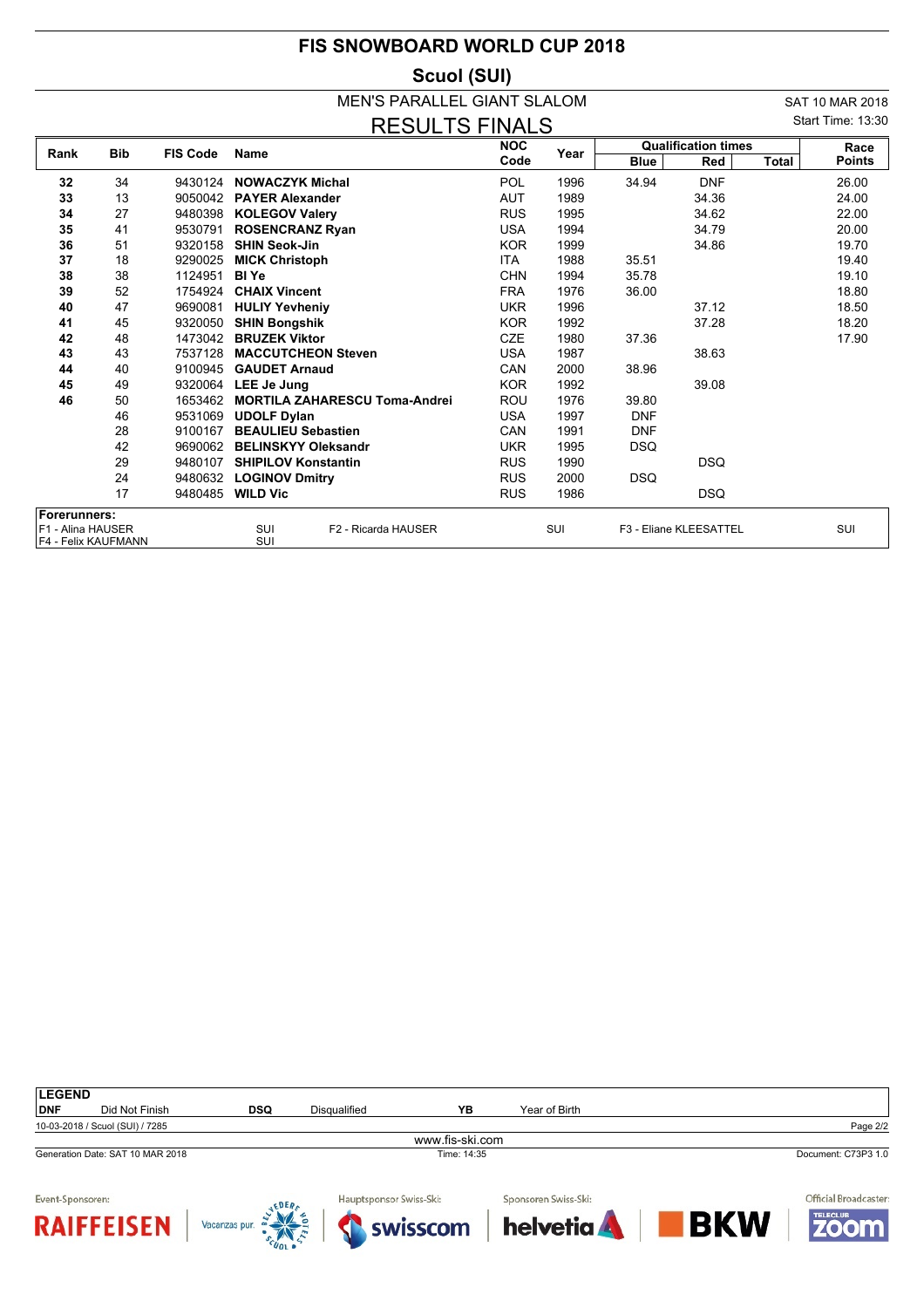# FIS SNOWBOARD WORLD CUP 2018

## Scuol (SUI)

### MEN'S PARALLEL GIANT SLALOM

SAT 10 MAR 2018

### RESULTS FINALS

Start Time: 13:30

| Rank | Bib | FIS Code | Name | NOC Code | Year | Qualification times | | | Race Points |
|---|---|---|---|---|---|---|---|---|---|
| | | | | | | Blue | Red | Total | |
| 32 | 34 | 9430124 | NOWACZYK Michal | POL | 1996 | 34.94 | DNF | | 26.00 |
| 33 | 13 | 9050042 | PAYER Alexander | AUT | 1989 | | 34.36 | | 24.00 |
| 34 | 27 | 9480398 | KOLEGOV Valery | RUS | 1995 | | 34.62 | | 22.00 |
| 35 | 41 | 9530791 | ROSENCRANZ Ryan | USA | 1994 | | 34.79 | | 20.00 |
| 36 | 51 | 9320158 | SHIN Seok-Jin | KOR | 1999 | | 34.86 | | 19.70 |
| 37 | 18 | 9290025 | MICK Christoph | ITA | 1988 | 35.51 | | | 19.40 |
| 38 | 38 | 1124951 | BI Ye | CHN | 1994 | 35.78 | | | 19.10 |
| 39 | 52 | 1754924 | CHAIX Vincent | FRA | 1976 | 36.00 | | | 18.80 |
| 40 | 47 | 9690081 | HULIY Yevheniy | UKR | 1996 | | 37.12 | | 18.50 |
| 41 | 45 | 9320050 | SHIN Bongshik | KOR | 1992 | | 37.28 | | 18.20 |
| 42 | 48 | 1473042 | BRUZEK Viktor | CZE | 1980 | 37.36 | | | 17.90 |
| 43 | 43 | 7537128 | MACCUTCHEON Steven | USA | 1987 | | 38.63 | | |
| 44 | 40 | 9100945 | GAUDET Arnaud | CAN | 2000 | 38.96 | | | |
| 45 | 49 | 9320064 | LEE Je Jung | KOR | 1992 | | 39.08 | | |
| 46 | 50 | 1653462 | MORTILA ZAHARESCU Toma-Andrei | ROU | 1976 | 39.80 | | | |
| | 46 | 9531069 | UDOLF Dylan | USA | 1997 | DNF | | | |
| | 28 | 9100167 | BEAULIEU Sebastien | CAN | 1991 | DNF | | | |
| | 42 | 9690062 | BELINSKYY Oleksandr | UKR | 1995 | DSQ | | | |
| | 29 | 9480107 | SHIPILOV Konstantin | RUS | 1990 | | DSQ | | |
| | 24 | 9480632 | LOGINOV Dmitry | RUS | 2000 | DSQ | | | |
| | 17 | 9480485 | WILD Vic | RUS | 1986 | | DSQ | | |

**Forerunners:**

F1 - Alina HAUSER SUI
F2 - Ricarda HAUSER SUI
F3 - Eliane KLEESATTEL SUI
F4 - Felix KAUFMANN SUI

**LEGEND**

| | | | | | |
|---|---|---|---|---|---|
| DNF | Did Not Finish | DSQ | Disqualified | YB | Year of Birth |

10-03-2018 / Scuol (SUI) / 7285

www.fis-ski.com

Generation Date: SAT 10 MAR 2018 Time: 14:35 Document: C73P3 1.0

Event-Sponsoren: RAIFFEISEN, Vacanzas pur. Belvedere Hotels Scuol
Hauptsponsor Swiss-Ski: swisscom
Sponsoren Swiss-Ski: helvetia, BKW
Official Broadcaster: Teleclub Zoom